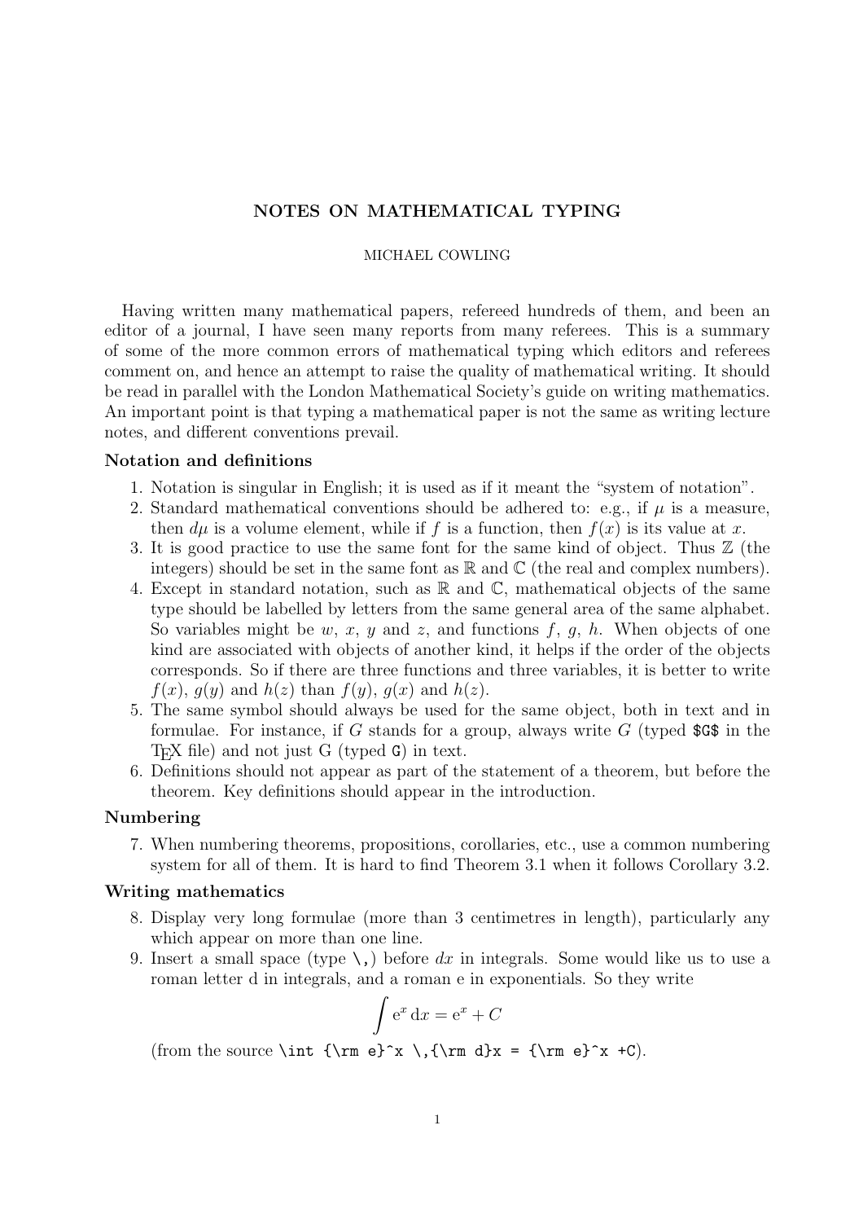# NOTES ON MATHEMATICAL TYPING

MICHAEL COWLING

Having written many mathematical papers, refereed hundreds of them, and been an editor of a journal, I have seen many reports from many referees. This is a summary of some of the more common errors of mathematical typing which editors and referees comment on, and hence an attempt to raise the quality of mathematical writing. It should be read in parallel with the London Mathematical Society's guide on writing mathematics. An important point is that typing a mathematical paper is not the same as writing lecture notes, and different conventions prevail.

## Notation and definitions

1. Notation is singular in English; it is used as if it meant the "system of notation".
2. Standard mathematical conventions should be adhered to: e.g., if $\mu$ is a measure, then $d\mu$ is a volume element, while if $f$ is a function, then $f(x)$ is its value at $x$.
3. It is good practice to use the same font for the same kind of object. Thus $\mathbb{Z}$ (the integers) should be set in the same font as $\mathbb{R}$ and $\mathbb{C}$ (the real and complex numbers).
4. Except in standard notation, such as $\mathbb{R}$ and $\mathbb{C}$, mathematical objects of the same type should be labelled by letters from the same general area of the same alphabet. So variables might be $w$, $x$, $y$ and $z$, and functions $f$, $g$, $h$. When objects of one kind are associated with objects of another kind, it helps if the order of the objects corresponds. So if there are three functions and three variables, it is better to write $f(x)$, $g(y)$ and $h(z)$ than $f(y)$, $g(x)$ and $h(z)$.
5. The same symbol should always be used for the same object, both in text and in formulae. For instance, if $G$ stands for a group, always write $G$ (typed `$G$` in the TeX file) and not just G (typed `G`) in text.
6. Definitions should not appear as part of the statement of a theorem, but before the theorem. Key definitions should appear in the introduction.

## Numbering

7. When numbering theorems, propositions, corollaries, etc., use a common numbering system for all of them. It is hard to find Theorem 3.1 when it follows Corollary 3.2.

## Writing mathematics

8. Display very long formulae (more than 3 centimetres in length), particularly any which appear on more than one line.
9. Insert a small space (type `\,`) before $dx$ in integrals. Some would like us to use a roman letter d in integrals, and a roman e in exponentials. So they write

$$\int {\rm e}^x \,{\rm d}x = {\rm e}^x + C$$

(from the source `\int {\rm e}^x \,{\rm d}x = {\rm e}^x +C`).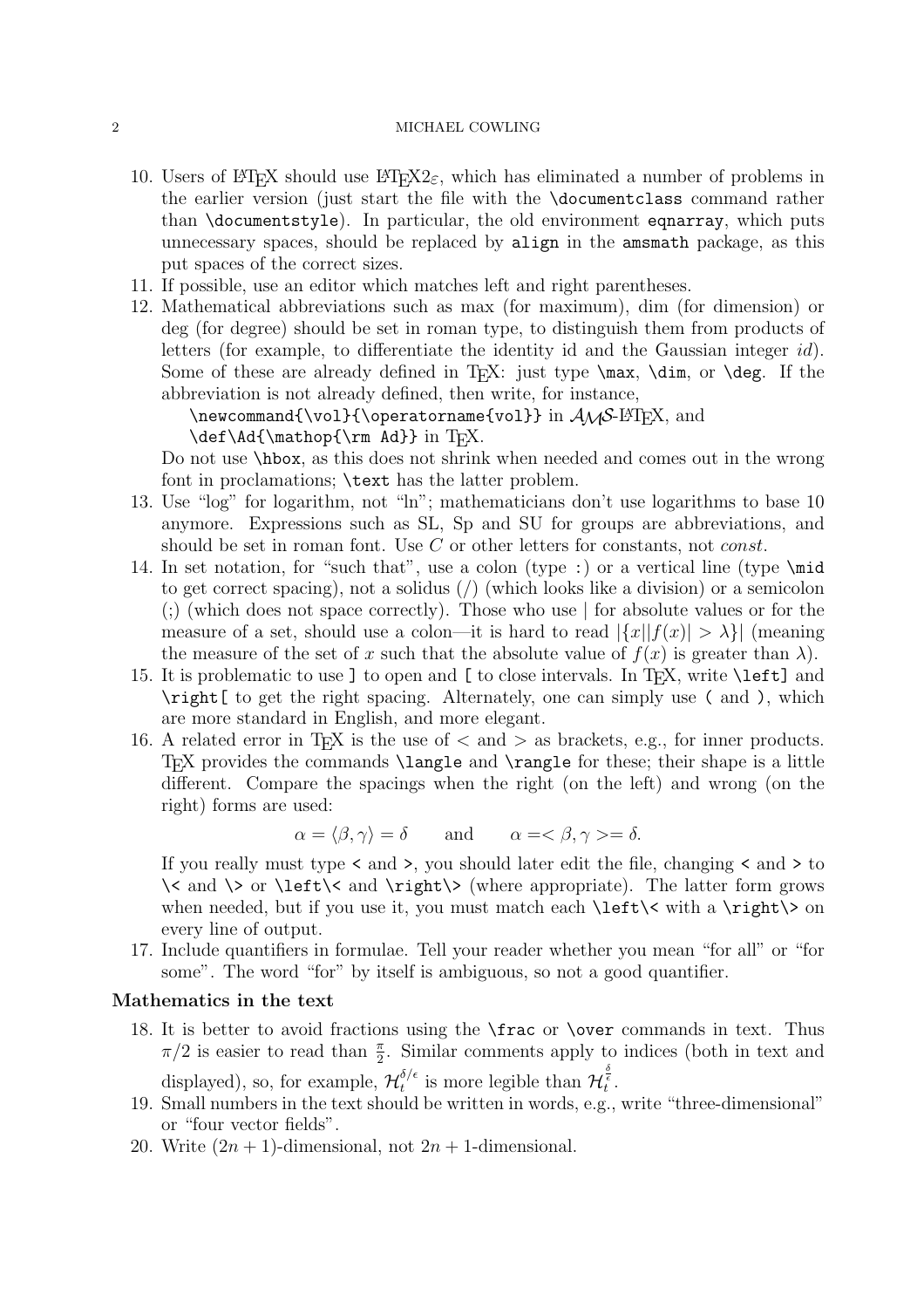10. Users of LaTeX should use LaTeX2$\varepsilon$, which has eliminated a number of problems in the earlier version (just start the file with the `\documentclass` command rather than `\documentstyle`). In particular, the old environment `eqnarray`, which puts unnecessary spaces, should be replaced by `align` in the `amsmath` package, as this put spaces of the correct sizes.
11. If possible, use an editor which matches left and right parentheses.
12. Mathematical abbreviations such as max (for maximum), dim (for dimension) or deg (for degree) should be set in roman type, to distinguish them from products of letters (for example, to differentiate the identity id and the Gaussian integer $id$). Some of these are already defined in TeX: just type `\max`, `\dim`, or `\deg`. If the abbreviation is not already defined, then write, for instance,
    `\newcommand{\vol}{\operatorname{vol}}` in $\mathcal{AMS}$-LaTeX, and
    `\def\Ad{\mathop{\rm Ad}}` in TeX.
    Do not use `\hbox`, as this does not shrink when needed and comes out in the wrong font in proclamations; `\text` has the latter problem.
13. Use "log" for logarithm, not "ln"; mathematicians don't use logarithms to base 10 anymore. Expressions such as SL, Sp and SU for groups are abbreviations, and should be set in roman font. Use $C$ or other letters for constants, not *const*.
14. In set notation, for "such that", use a colon (type `:`) or a vertical line (type `\mid` to get correct spacing), not a solidus (/) (which looks like a division) or a semicolon (;) (which does not space correctly). Those who use | for absolute values or for the measure of a set, should use a colon—it is hard to read $|\{x||f(x)| > \lambda\}|$ (meaning the measure of the set of $x$ such that the absolute value of $f(x)$ is greater than $\lambda$).
15. It is problematic to use `]` to open and `[` to close intervals. In TeX, write `\left]` and `\right[` to get the right spacing. Alternately, one can simply use `(` and `)`, which are more standard in English, and more elegant.
16. A related error in TeX is the use of $<$ and $>$ as brackets, e.g., for inner products. TeX provides the commands `\langle` and `\rangle` for these; their shape is a little different. Compare the spacings when the right (on the left) and wrong (on the right) forms are used:

    $$\alpha = \langle \beta, \gamma \rangle = \delta \qquad \text{and} \qquad \alpha =< \beta, \gamma >= \delta.$$

    If you really must type `<` and `>`, you should later edit the file, changing `<` and `>` to `\<` and `\>` or `\left\<` and `\right\>` (where appropriate). The latter form grows when needed, but if you use it, you must match each `\left\<` with a `\right\>` on every line of output.
17. Include quantifiers in formulae. Tell your reader whether you mean "for all" or "for some". The word "for" by itself is ambiguous, so not a good quantifier.

### Mathematics in the text

18. It is better to avoid fractions using the `\frac` or `\over` commands in text. Thus $\pi/2$ is easier to read than $\frac{\pi}{2}$. Similar comments apply to indices (both in text and displayed), so, for example, $\mathcal{H}_t^{\delta/\epsilon}$ is more legible than $\mathcal{H}_t^{\frac{\delta}{\epsilon}}$.
19. Small numbers in the text should be written in words, e.g., write "three-dimensional" or "four vector fields".
20. Write $(2n + 1)$-dimensional, not $2n + 1$-dimensional.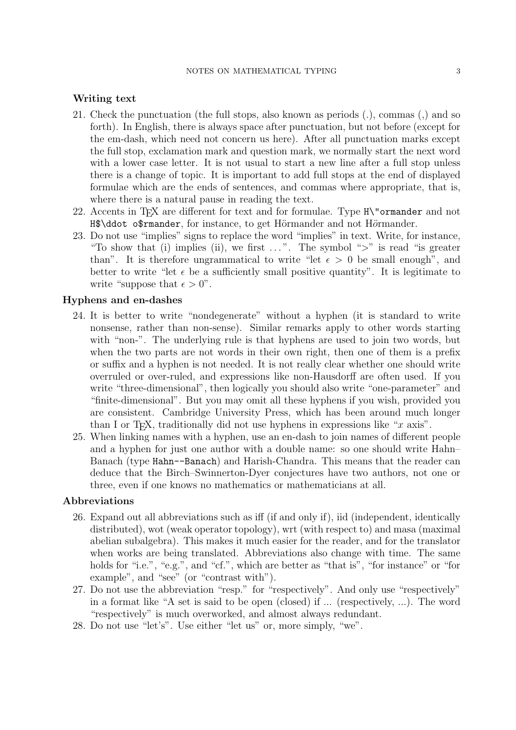### Writing text

21. Check the punctuation (the full stops, also known as periods (.), commas (,) and so forth). In English, there is always space after punctuation, but not before (except for the em-dash, which need not concern us here). After all punctuation marks except the full stop, exclamation mark and question mark, we normally start the next word with a lower case letter. It is not usual to start a new line after a full stop unless there is a change of topic. It is important to add full stops at the end of displayed formulae which are the ends of sentences, and commas where appropriate, that is, where there is a natural pause in reading the text.
22. Accents in TEX are different for text and for formulae. Type `H\"ormander` and not `H$\ddot o$rmander`, for instance, to get Hörmander and not H$\ddot{o}$rmander.
23. Do not use "implies" signs to replace the word "implies" in text. Write, for instance, "To show that (i) implies (ii), we first ...". The symbol "$>$" is read "is greater than". It is therefore ungrammatical to write "let $\epsilon > 0$ be small enough", and better to write "let $\epsilon$ be a sufficiently small positive quantity". It is legitimate to write "suppose that $\epsilon > 0$".

### Hyphens and en-dashes

24. It is better to write "nondegenerate" without a hyphen (it is standard to write nonsense, rather than non-sense). Similar remarks apply to other words starting with "non-". The underlying rule is that hyphens are used to join two words, but when the two parts are not words in their own right, then one of them is a prefix or suffix and a hyphen is not needed. It is not really clear whether one should write overruled or over-ruled, and expressions like non-Hausdorff are often used. If you write "three-dimensional", then logically you should also write "one-parameter" and "finite-dimensional". But you may omit all these hyphens if you wish, provided you are consistent. Cambridge University Press, which has been around much longer than I or TEX, traditionally did not use hyphens in expressions like "$x$ axis".
25. When linking names with a hyphen, use an en-dash to join names of different people and a hyphen for just one author with a double name: so one should write Hahn–Banach (type `Hahn--Banach`) and Harish-Chandra. This means that the reader can deduce that the Birch–Swinnerton-Dyer conjectures have two authors, not one or three, even if one knows no mathematics or mathematicians at all.

### Abbreviations

26. Expand out all abbreviations such as iff (if and only if), iid (independent, identically distributed), wot (weak operator topology), wrt (with respect to) and masa (maximal abelian subalgebra). This makes it much easier for the reader, and for the translator when works are being translated. Abbreviations also change with time. The same holds for "i.e.", "e.g.", and "cf.", which are better as "that is", "for instance" or "for example", and "see" (or "contrast with").
27. Do not use the abbreviation "resp." for "respectively". And only use "respectively" in a format like "A set is said to be open (closed) if ... (respectively, ...). The word "respectively" is much overworked, and almost always redundant.
28. Do not use "let's". Use either "let us" or, more simply, "we".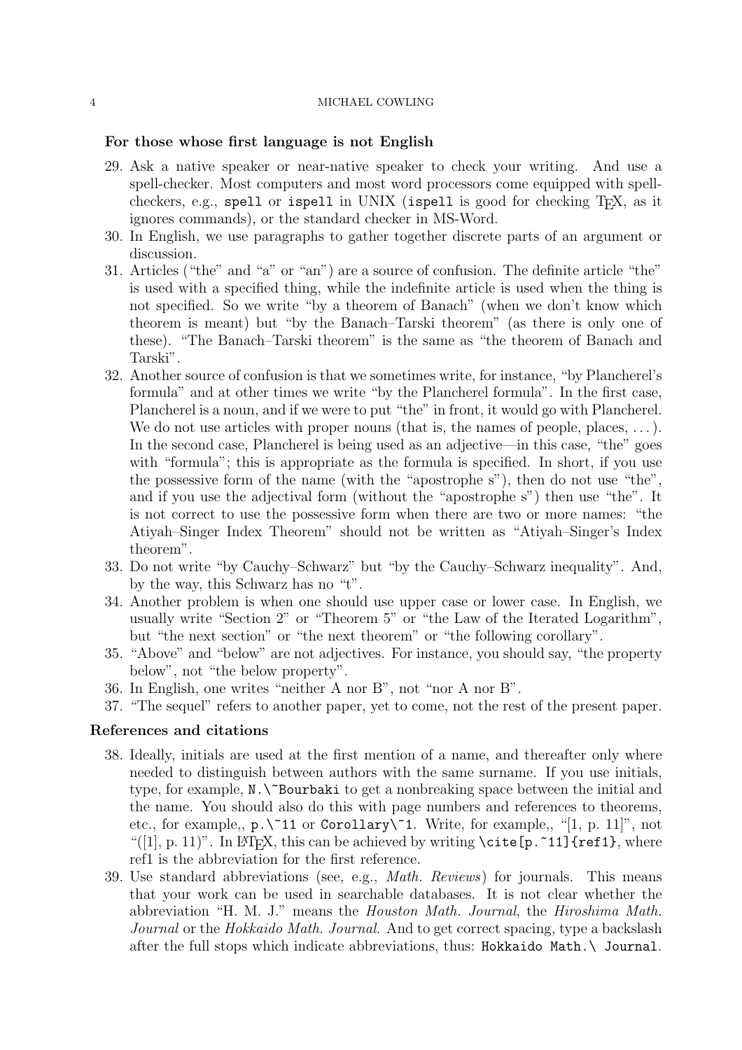**For those whose first language is not English**

29. Ask a native speaker or near-native speaker to check your writing. And use a spell-checker. Most computers and most word processors come equipped with spell-checkers, e.g., `spell` or `ispell` in UNIX (`ispell` is good for checking TEX, as it ignores commands), or the standard checker in MS-Word.
30. In English, we use paragraphs to gather together discrete parts of an argument or discussion.
31. Articles ("the" and "a" or "an") are a source of confusion. The definite article "the" is used with a specified thing, while the indefinite article is used when the thing is not specified. So we write "by a theorem of Banach" (when we don't know which theorem is meant) but "by the Banach–Tarski theorem" (as there is only one of these). "The Banach–Tarski theorem" is the same as "the theorem of Banach and Tarski".
32. Another source of confusion is that we sometimes write, for instance, "by Plancherel's formula" and at other times we write "by the Plancherel formula". In the first case, Plancherel is a noun, and if we were to put "the" in front, it would go with Plancherel. We do not use articles with proper nouns (that is, the names of people, places, ...). In the second case, Plancherel is being used as an adjective—in this case, "the" goes with "formula"; this is appropriate as the formula is specified. In short, if you use the possessive form of the name (with the "apostrophe s"), then do not use "the", and if you use the adjectival form (without the "apostrophe s") then use "the". It is not correct to use the possessive form when there are two or more names: "the Atiyah–Singer Index Theorem" should not be written as "Atiyah–Singer's Index theorem".
33. Do not write "by Cauchy–Schwarz" but "by the Cauchy–Schwarz inequality". And, by the way, this Schwarz has no "t".
34. Another problem is when one should use upper case or lower case. In English, we usually write "Section 2" or "Theorem 5" or "the Law of the Iterated Logarithm", but "the next section" or "the next theorem" or "the following corollary".
35. "Above" and "below" are not adjectives. For instance, you should say, "the property below", not "the below property".
36. In English, one writes "neither A nor B", not "nor A nor B".
37. "The sequel" refers to another paper, yet to come, not the rest of the present paper.

**References and citations**

38. Ideally, initials are used at the first mention of a name, and thereafter only where needed to distinguish between authors with the same surname. If you use initials, type, for example, `N.\~Bourbaki` to get a nonbreaking space between the initial and the name. You should also do this with page numbers and references to theorems, etc., for example,, `p.\~11` or `Corollary\~1`. Write, for example,, "[1, p. 11]", not "([1], p. 11)". In LATEX, this can be achieved by writing `\cite[p.~11]{ref1}`, where ref1 is the abbreviation for the first reference.
39. Use standard abbreviations (see, e.g., *Math. Reviews*) for journals. This means that your work can be used in searchable databases. It is not clear whether the abbreviation "H. M. J." means the *Houston Math. Journal*, the *Hiroshima Math. Journal* or the *Hokkaido Math. Journal*. And to get correct spacing, type a backslash after the full stops which indicate abbreviations, thus: `Hokkaido Math.\ Journal`.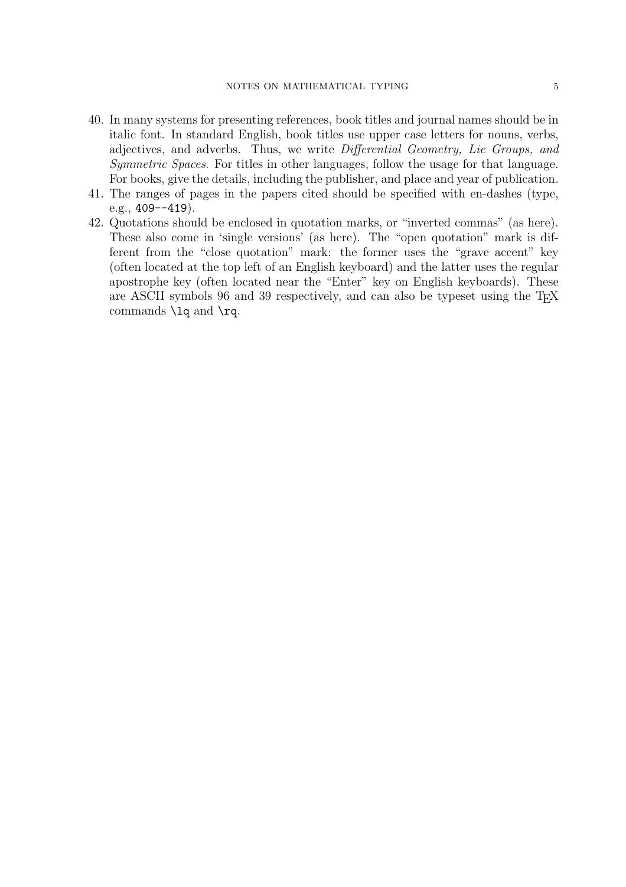40. In many systems for presenting references, book titles and journal names should be in italic font. In standard English, book titles use upper case letters for nouns, verbs, adjectives, and adverbs. Thus, we write *Differential Geometry, Lie Groups, and Symmetric Spaces*. For titles in other languages, follow the usage for that language. For books, give the details, including the publisher, and place and year of publication.
41. The ranges of pages in the papers cited should be specified with en-dashes (type, e.g., `409--419`).
42. Quotations should be enclosed in quotation marks, or "inverted commas" (as here). These also come in 'single versions' (as here). The "open quotation" mark is different from the "close quotation" mark: the former uses the "grave accent" key (often located at the top left of an English keyboard) and the latter uses the regular apostrophe key (often located near the "Enter" key on English keyboards). These are ASCII symbols 96 and 39 respectively, and can also be typeset using the TEX commands `\lq` and `\rq`.